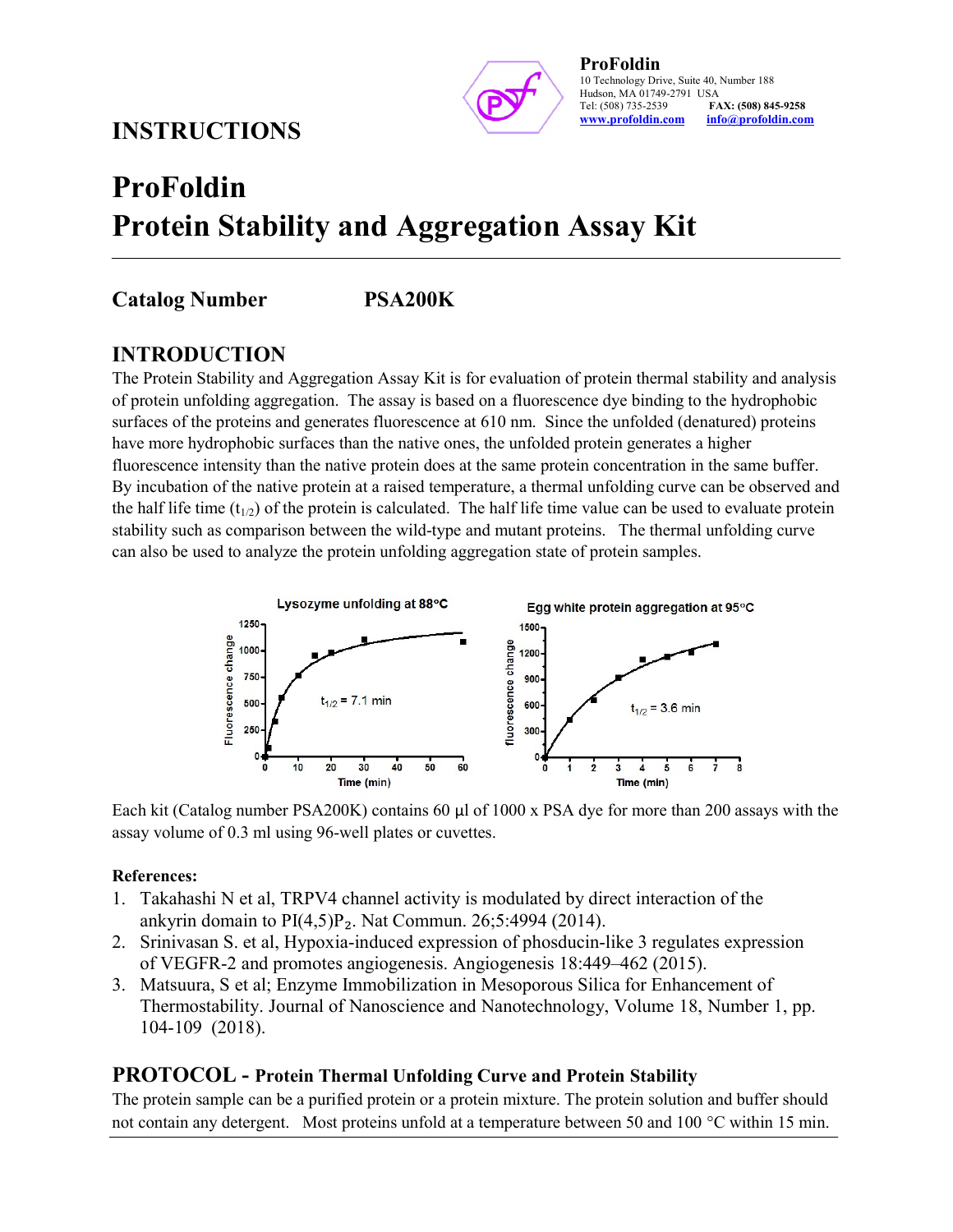**ProFoldin**
10 Technology Drive, Suite 40, Number 188
Hudson, MA 01749-2791 USA
Tel: (508) 735-2539 **FAX: (508) 845-9258**
www.profoldin.com info@profoldin.com

## INSTRUCTIONS

# ProFoldin Protein Stability and Aggregation Assay Kit

**Catalog Number PSA200K**

## INTRODUCTION

The Protein Stability and Aggregation Assay Kit is for evaluation of protein thermal stability and analysis of protein unfolding aggregation. The assay is based on a fluorescence dye binding to the hydrophobic surfaces of the proteins and generates fluorescence at 610 nm. Since the unfolded (denatured) proteins have more hydrophobic surfaces than the native ones, the unfolded protein generates a higher fluorescence intensity than the native protein does at the same protein concentration in the same buffer. By incubation of the native protein at a raised temperature, a thermal unfolding curve can be observed and the half life time ($t_{1/2}$) of the protein is calculated. The half life time value can be used to evaluate protein stability such as comparison between the wild-type and mutant proteins. The thermal unfolding curve can also be used to analyze the protein unfolding aggregation state of protein samples.

Lysozyme unfolding at 88°C — $t_{1/2}$ = 7.1 min (Fluorescence change vs. Time (min))

Egg white protein aggregation at 95°C — $t_{1/2}$ = 3.6 min (fluorescence change vs. Time (min))

Each kit (Catalog number PSA200K) contains 60 µl of 1000 x PSA dye for more than 200 assays with the assay volume of 0.3 ml using 96-well plates or cuvettes.

**References:**

1. Takahashi N et al, TRPV4 channel activity is modulated by direct interaction of the ankyrin domain to $PI(4,5)P_2$. Nat Commun. 26;5:4994 (2014).
2. Srinivasan S. et al, Hypoxia-induced expression of phosducin-like 3 regulates expression of VEGFR-2 and promotes angiogenesis. Angiogenesis 18:449–462 (2015).
3. Matsuura, S et al; Enzyme Immobilization in Mesoporous Silica for Enhancement of Thermostability. Journal of Nanoscience and Nanotechnology, Volume 18, Number 1, pp. 104-109 (2018).

## PROTOCOL - Protein Thermal Unfolding Curve and Protein Stability

The protein sample can be a purified protein or a protein mixture. The protein solution and buffer should not contain any detergent. Most proteins unfold at a temperature between 50 and 100 °C within 15 min.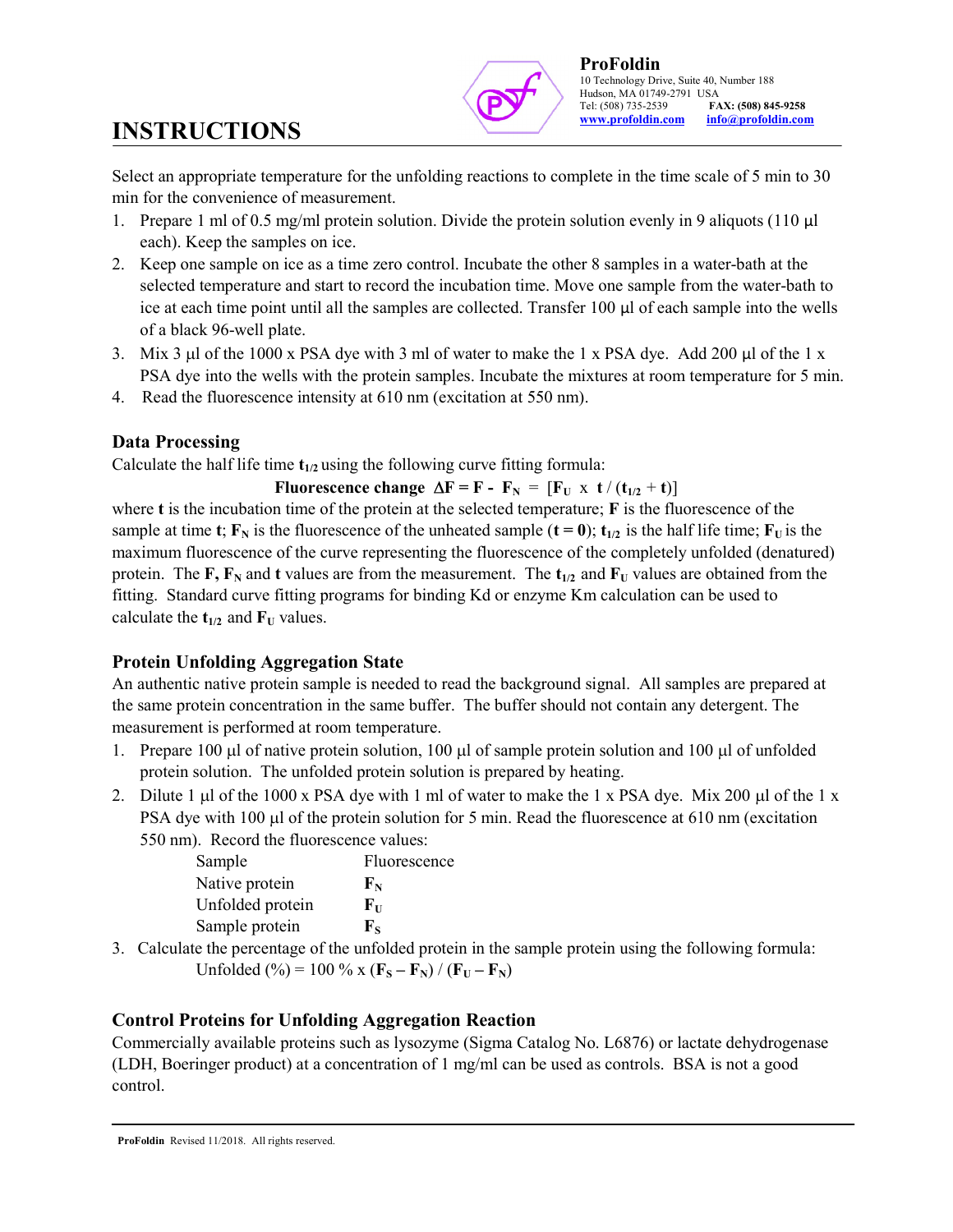# INSTRUCTIONS

**ProFoldin**
10 Technology Drive, Suite 40, Number 188
Hudson, MA 01749-2791 USA
Tel: (508) 735-2539 **FAX: (508) 845-9258**
www.profoldin.com info@profoldin.com

Select an appropriate temperature for the unfolding reactions to complete in the time scale of 5 min to 30 min for the convenience of measurement.

1. Prepare 1 ml of 0.5 mg/ml protein solution. Divide the protein solution evenly in 9 aliquots (110 µl each). Keep the samples on ice.
2. Keep one sample on ice as a time zero control. Incubate the other 8 samples in a water-bath at the selected temperature and start to record the incubation time. Move one sample from the water-bath to ice at each time point until all the samples are collected. Transfer 100 µl of each sample into the wells of a black 96-well plate.
3. Mix 3 µl of the 1000 x PSA dye with 3 ml of water to make the 1 x PSA dye. Add 200 µl of the 1 x PSA dye into the wells with the protein samples. Incubate the mixtures at room temperature for 5 min.
4. Read the fluorescence intensity at 610 nm (excitation at 550 nm).

### Data Processing

Calculate the half life time $\mathbf{t_{1/2}}$ using the following curve fitting formula:

$$\textbf{Fluorescence change } \Delta F = F - F_N = [F_U \times t / (t_{1/2} + t)]$$

where **t** is the incubation time of the protein at the selected temperature; **F** is the fluorescence of the sample at time **t**; $\mathbf{F_N}$ is the fluorescence of the unheated sample (**t = 0**); $\mathbf{t_{1/2}}$ is the half life time; $\mathbf{F_U}$ is the maximum fluorescence of the curve representing the fluorescence of the completely unfolded (denatured) protein. The **F,** $\mathbf{F_N}$ and **t** values are from the measurement. The $\mathbf{t_{1/2}}$ and $\mathbf{F_U}$ values are obtained from the fitting. Standard curve fitting programs for binding Kd or enzyme Km calculation can be used to calculate the $\mathbf{t_{1/2}}$ and $\mathbf{F_U}$ values.

### Protein Unfolding Aggregation State

An authentic native protein sample is needed to read the background signal. All samples are prepared at the same protein concentration in the same buffer. The buffer should not contain any detergent. The measurement is performed at room temperature.

1. Prepare 100 µl of native protein solution, 100 µl of sample protein solution and 100 µl of unfolded protein solution. The unfolded protein solution is prepared by heating.
2. Dilute 1 µl of the 1000 x PSA dye with 1 ml of water to make the 1 x PSA dye. Mix 200 µl of the 1 x PSA dye with 100 µl of the protein solution for 5 min. Read the fluorescence at 610 nm (excitation 550 nm). Record the fluorescence values:

| Sample | Fluorescence |
|---|---|
| Native protein | $\mathbf{F_N}$ |
| Unfolded protein | $\mathbf{F_U}$ |
| Sample protein | $\mathbf{F_S}$ |

3. Calculate the percentage of the unfolded protein in the sample protein using the following formula:

$$\text{Unfolded (\%)} = 100\ \% \times (F_S - F_N) / (F_U - F_N)$$

### Control Proteins for Unfolding Aggregation Reaction

Commercially available proteins such as lysozyme (Sigma Catalog No. L6876) or lactate dehydrogenase (LDH, Boeringer product) at a concentration of 1 mg/ml can be used as controls. BSA is not a good control.